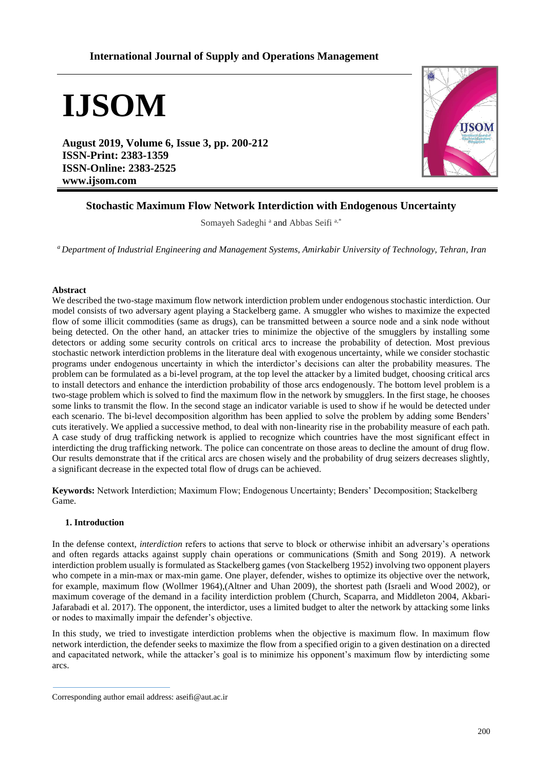# Stochastic Maximum Flow Network Interdiction with Endogenous Uncertainty

Somayeh Sadeghi [a] and Abbas Seifi [a,*]

[a] *Department of Industrial Engineering and Management Systems, Amirkabir University of Technology, Tehran, Iran*

**Abstract**

We described the two-stage maximum flow network interdiction problem under endogenous stochastic interdiction. Our model consists of two adversary agent playing a Stackelberg game. A smuggler who wishes to maximize the expected flow of some illicit commodities (same as drugs), can be transmitted between a source node and a sink node without being detected. On the other hand, an attacker tries to minimize the objective of the smugglers by installing some detectors or adding some security controls on critical arcs to increase the probability of detection. Most previous stochastic network interdiction problems in the literature deal with exogenous uncertainty, while we consider stochastic programs under endogenous uncertainty in which the interdictor's decisions can alter the probability measures. The problem can be formulated as a bi-level program, at the top level the attacker by a limited budget, choosing critical arcs to install detectors and enhance the interdiction probability of those arcs endogenously. The bottom level problem is a two-stage problem which is solved to find the maximum flow in the network by smugglers. In the first stage, he chooses some links to transmit the flow. In the second stage an indicator variable is used to show if he would be detected under each scenario. The bi-level decomposition algorithm has been applied to solve the problem by adding some Benders' cuts iteratively. We applied a successive method, to deal with non-linearity rise in the probability measure of each path. A case study of drug trafficking network is applied to recognize which countries have the most significant effect in interdicting the drug trafficking network. The police can concentrate on those areas to decline the amount of drug flow. Our results demonstrate that if the critical arcs are chosen wisely and the probability of drug seizers decreases slightly, a significant decrease in the expected total flow of drugs can be achieved.

**Keywords:** Network Interdiction; Maximum Flow; Endogenous Uncertainty; Benders' Decomposition; Stackelberg Game.

## 1. Introduction

In the defense context, *interdiction* refers to actions that serve to block or otherwise inhibit an adversary's operations and often regards attacks against supply chain operations or communications (Smith and Song 2019). A network interdiction problem usually is formulated as Stackelberg games (von Stackelberg 1952) involving two opponent players who compete in a min-max or max-min game. One player, defender, wishes to optimize its objective over the network, for example, maximum flow (Wollmer 1964),(Altner and Uhan 2009), the shortest path (Israeli and Wood 2002), or maximum coverage of the demand in a facility interdiction problem (Church, Scaparra, and Middleton 2004, Akbari-Jafarabadi et al. 2017). The opponent, the interdictor, uses a limited budget to alter the network by attacking some links or nodes to maximally impair the defender's objective.

In this study, we tried to investigate interdiction problems when the objective is maximum flow. In maximum flow network interdiction, the defender seeks to maximize the flow from a specified origin to a given destination on a directed and capacitated network, while the attacker's goal is to minimize his opponent's maximum flow by interdicting some arcs.

Corresponding author email address: aseifi@aut.ac.ir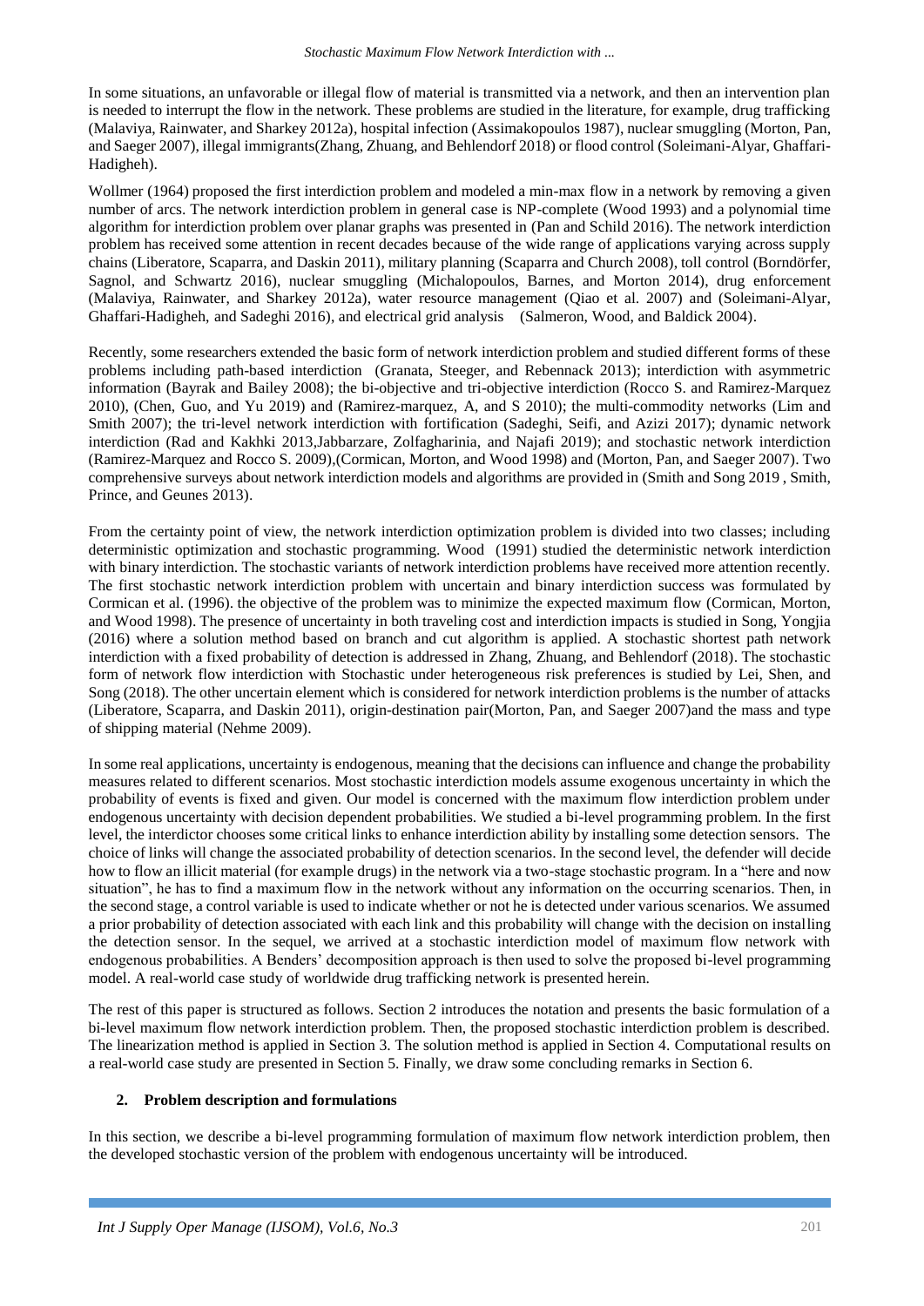In some situations, an unfavorable or illegal flow of material is transmitted via a network, and then an intervention plan is needed to interrupt the flow in the network. These problems are studied in the literature, for example, drug trafficking (Malaviya, Rainwater, and Sharkey 2012a), hospital infection (Assimakopoulos 1987), nuclear smuggling (Morton, Pan, and Saeger 2007), illegal immigrants(Zhang, Zhuang, and Behlendorf 2018) or flood control (Soleimani-Alyar, Ghaffari-Hadigheh).

Wollmer (1964) proposed the first interdiction problem and modeled a min-max flow in a network by removing a given number of arcs. The network interdiction problem in general case is NP-complete (Wood 1993) and a polynomial time algorithm for interdiction problem over planar graphs was presented in (Pan and Schild 2016). The network interdiction problem has received some attention in recent decades because of the wide range of applications varying across supply chains (Liberatore, Scaparra, and Daskin 2011), military planning (Scaparra and Church 2008), toll control (Borndörfer, Sagnol, and Schwartz 2016), nuclear smuggling (Michalopoulos, Barnes, and Morton 2014), drug enforcement (Malaviya, Rainwater, and Sharkey 2012a), water resource management (Qiao et al. 2007) and (Soleimani-Alyar, Ghaffari-Hadigheh, and Sadeghi 2016), and electrical grid analysis (Salmeron, Wood, and Baldick 2004).

Recently, some researchers extended the basic form of network interdiction problem and studied different forms of these problems including path-based interdiction (Granata, Steeger, and Rebennack 2013); interdiction with asymmetric information (Bayrak and Bailey 2008); the bi-objective and tri-objective interdiction (Rocco S. and Ramirez-Marquez 2010), (Chen, Guo, and Yu 2019) and (Ramirez-marquez, A, and S 2010); the multi-commodity networks (Lim and Smith 2007); the tri-level network interdiction with fortification (Sadeghi, Seifi, and Azizi 2017); dynamic network interdiction (Rad and Kakhki 2013,Jabbarzare, Zolfagharinia, and Najafi 2019); and stochastic network interdiction (Ramirez-Marquez and Rocco S. 2009),(Cormican, Morton, and Wood 1998) and (Morton, Pan, and Saeger 2007). Two comprehensive surveys about network interdiction models and algorithms are provided in (Smith and Song 2019 , Smith, Prince, and Geunes 2013).

From the certainty point of view, the network interdiction optimization problem is divided into two classes; including deterministic optimization and stochastic programming. Wood (1991) studied the deterministic network interdiction with binary interdiction. The stochastic variants of network interdiction problems have received more attention recently. The first stochastic network interdiction problem with uncertain and binary interdiction success was formulated by Cormican et al. (1996). the objective of the problem was to minimize the expected maximum flow (Cormican, Morton, and Wood 1998). The presence of uncertainty in both traveling cost and interdiction impacts is studied in Song, Yongjia (2016) where a solution method based on branch and cut algorithm is applied. A stochastic shortest path network interdiction with a fixed probability of detection is addressed in Zhang, Zhuang, and Behlendorf (2018). The stochastic form of network flow interdiction with Stochastic under heterogeneous risk preferences is studied by Lei, Shen, and Song (2018). The other uncertain element which is considered for network interdiction problems is the number of attacks (Liberatore, Scaparra, and Daskin 2011), origin-destination pair(Morton, Pan, and Saeger 2007)and the mass and type of shipping material (Nehme 2009).

In some real applications, uncertainty is endogenous, meaning that the decisions can influence and change the probability measures related to different scenarios. Most stochastic interdiction models assume exogenous uncertainty in which the probability of events is fixed and given. Our model is concerned with the maximum flow interdiction problem under endogenous uncertainty with decision dependent probabilities. We studied a bi-level programming problem. In the first level, the interdictor chooses some critical links to enhance interdiction ability by installing some detection sensors. The choice of links will change the associated probability of detection scenarios. In the second level, the defender will decide how to flow an illicit material (for example drugs) in the network via a two-stage stochastic program. In a "here and now situation", he has to find a maximum flow in the network without any information on the occurring scenarios. Then, in the second stage, a control variable is used to indicate whether or not he is detected under various scenarios. We assumed a prior probability of detection associated with each link and this probability will change with the decision on installing the detection sensor. In the sequel, we arrived at a stochastic interdiction model of maximum flow network with endogenous probabilities. A Benders' decomposition approach is then used to solve the proposed bi-level programming model. A real-world case study of worldwide drug trafficking network is presented herein.

The rest of this paper is structured as follows. Section 2 introduces the notation and presents the basic formulation of a bi-level maximum flow network interdiction problem. Then, the proposed stochastic interdiction problem is described. The linearization method is applied in Section 3. The solution method is applied in Section 4. Computational results on a real-world case study are presented in Section 5. Finally, we draw some concluding remarks in Section 6.

## 2. Problem description and formulations

In this section, we describe a bi-level programming formulation of maximum flow network interdiction problem, then the developed stochastic version of the problem with endogenous uncertainty will be introduced.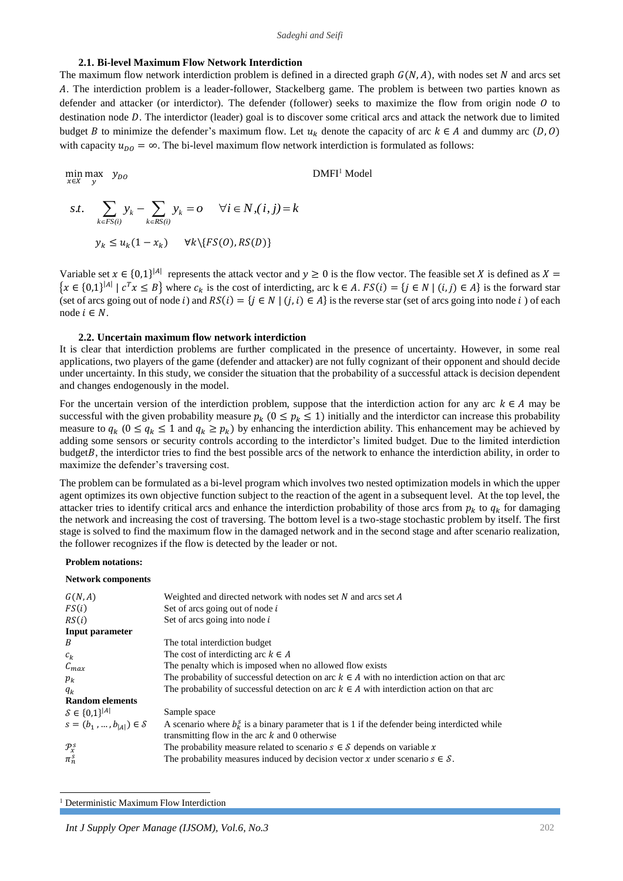### 2.1. Bi-level Maximum Flow Network Interdiction

The maximum flow network interdiction problem is defined in a directed graph $G(N, A)$, with nodes set $N$ and arcs set $A$. The interdiction problem is a leader-follower, Stackelberg game. The problem is between two parties known as defender and attacker (or interdictor). The defender (follower) seeks to maximize the flow from origin node $O$ to destination node $D$. The interdictor (leader) goal is to discover some critical arcs and attack the network due to limited budget $B$ to minimize the defender's maximum flow. Let $u_k$ denote the capacity of arc $k \in A$ and dummy arc $(D, O)$ with capacity $u_{DO} = \infty$. The bi-level maximum flow network interdiction is formulated as follows:

$$\min_{x \in X} \max_{y} \quad y_{DO} \qquad \text{DMFI[1] Model}$$

$$s.t. \quad \sum_{k \in FS(i)} y_k - \sum_{k \in RS(i)} y_k = o \quad \forall i \in N, (i,j) = k$$

$$y_k \leq u_k(1 - x_k) \quad \forall k \backslash \{FS(O), RS(D)\}$$

Variable set $x \in \{0,1\}^{|A|}$ represents the attack vector and $y \geq 0$ is the flow vector. The feasible set $X$ is defined as $X = \{x \in \{0,1\}^{|A|} \mid c^T x \leq B\}$ where $c_k$ is the cost of interdicting, arc $k \in A$. $FS(i) = \{j \in N \mid (i,j) \in A\}$ is the forward star (set of arcs going out of node $i$) and $RS(i) = \{j \in N \mid (j,i) \in A\}$ is the reverse star (set of arcs going into node $i$) of each node $i \in N$.

### 2.2. Uncertain maximum flow network interdiction

It is clear that interdiction problems are further complicated in the presence of uncertainty. However, in some real applications, two players of the game (defender and attacker) are not fully cognizant of their opponent and should decide under uncertainty. In this study, we consider the situation that the probability of a successful attack is decision dependent and changes endogenously in the model.

For the uncertain version of the interdiction problem, suppose that the interdiction action for any arc $k \in A$ may be successful with the given probability measure $p_k$ $(0 \leq p_k \leq 1)$ initially and the interdictor can increase this probability measure to $q_k$ $(0 \leq q_k \leq 1$ and $q_k \geq p_k)$ by enhancing the interdiction ability. This enhancement may be achieved by adding some sensors or security controls according to the interdictor's limited budget. Due to the limited interdiction budget $B$, the interdictor tries to find the best possible arcs of the network to enhance the interdiction ability, in order to maximize the defender's traversing cost.

The problem can be formulated as a bi-level program which involves two nested optimization models in which the upper agent optimizes its own objective function subject to the reaction of the agent in a subsequent level. At the top level, the attacker tries to identify critical arcs and enhance the interdiction probability of those arcs from $p_k$ to $q_k$ for damaging the network and increasing the cost of traversing. The bottom level is a two-stage stochastic problem by itself. The first stage is solved to find the maximum flow in the damaged network and in the second stage and after scenario realization, the follower recognizes if the flow is detected by the leader or not.

**Problem notations:**

**Network components**

| | |
|---|---|
| $G(N, A)$ | Weighted and directed network with nodes set $N$ and arcs set $A$ |
| $FS(i)$ | Set of arcs going out of node $i$ |
| $RS(i)$ | Set of arcs going into node $i$ |
| **Input parameter** | |
| $B$ | The total interdiction budget |
| $c_k$ | The cost of interdicting arc $k \in A$ |
| $C_{max}$ | The penalty which is imposed when no allowed flow exists |
| $p_k$ | The probability of successful detection on arc $k \in A$ with no interdiction action on that arc |
| $q_k$ | The probability of successful detection on arc $k \in A$ with interdiction action on that arc |
| **Random elements** | |
| $\mathcal{S} \in \{0,1\}^{\lvert A \rvert}$ | Sample space |
| $s = (b_1, \ldots, b_{\lvert A \rvert}) \in \mathcal{S}$ | A scenario where $b_k^s$ is a binary parameter that is 1 if the defender being interdicted while transmitting flow in the arc $k$ and 0 otherwise |
| $\mathcal{P}_x^s$ | The probability measure related to scenario $s \in \mathcal{S}$ depends on variable $x$ |
| $\pi_n^s$ | The probability measures induced by decision vector $x$ under scenario $s \in \mathcal{S}$. |

[1] Deterministic Maximum Flow Interdiction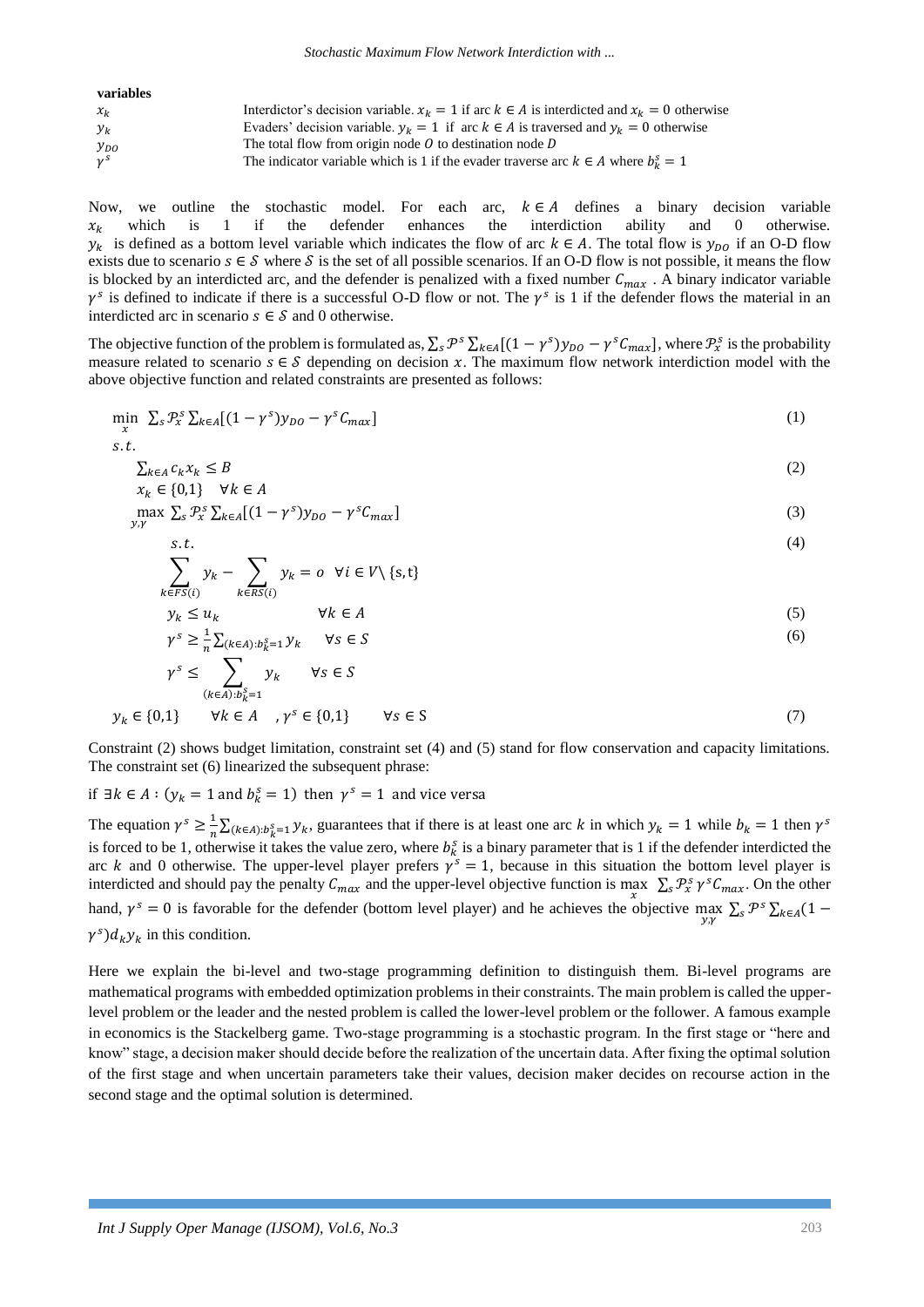**variables**

| | |
|---|---|
| $x_k$ | Interdictor's decision variable. $x_k = 1$ if arc $k \in A$ is interdicted and $x_k = 0$ otherwise |
| $y_k$ | Evaders' decision variable. $y_k = 1$ if arc $k \in A$ is traversed and $y_k = 0$ otherwise |
| $y_{DO}$ | The total flow from origin node $O$ to destination node $D$ |
| $\gamma^s$ | The indicator variable which is 1 if the evader traverse arc $k \in A$ where $b_k^s = 1$ |

Now, we outline the stochastic model. For each arc, $k \in A$ defines a binary decision variable $x_k$ which is 1 if the defender enhances the interdiction ability and 0 otherwise. $y_k$ is defined as a bottom level variable which indicates the flow of arc $k \in A$. The total flow is $y_{DO}$ if an O-D flow exists due to scenario $s \in \mathcal{S}$ where $\mathcal{S}$ is the set of all possible scenarios. If an O-D flow is not possible, it means the flow is blocked by an interdicted arc, and the defender is penalized with a fixed number $C_{max}$ . A binary indicator variable $\gamma^s$ is defined to indicate if there is a successful O-D flow or not. The $\gamma^s$ is 1 if the defender flows the material in an interdicted arc in scenario $s \in \mathcal{S}$ and 0 otherwise.

The objective function of the problem is formulated as, $\sum_s \mathcal{P}^s \sum_{k\in A}[(1-\gamma^s)y_{DO} - \gamma^s C_{max}]$, where $\mathcal{P}_x^s$ is the probability measure related to scenario $s \in \mathcal{S}$ depending on decision $x$. The maximum flow network interdiction model with the above objective function and related constraints are presented as follows:

$$\min_x \ \sum_s \mathcal{P}_x^s \sum_{k\in A}[(1-\gamma^s)y_{DO} - \gamma^s C_{max}] \tag{1}$$

$s.t.$

$$\sum_{k\in A} c_k x_k \le B \tag{2}$$

$$x_k \in \{0,1\} \quad \forall k \in A$$

$$\max_{y,\gamma} \ \sum_s \mathcal{P}_x^s \sum_{k\in A}[(1-\gamma^s)y_{DO} - \gamma^s C_{max}] \tag{3}$$

$$s.t. \tag{4}$$

$$\sum_{k\in FS(i)} y_k - \sum_{k\in RS(i)} y_k = o \quad \forall i \in V \setminus \{\text{s,t}\}$$

$$y_k \le u_k \qquad \forall k \in A \tag{5}$$

$$\gamma^s \ge \frac{1}{n}\sum_{(k\in A):b_k^s=1} y_k \qquad \forall s \in S \tag{6}$$

$$\gamma^s \le \sum_{(k\in A):b_k^s=1} y_k \qquad \forall s \in S$$

$$y_k \in \{0,1\} \qquad \forall k \in A \quad , \gamma^s \in \{0,1\} \qquad \forall s \in \text{S} \tag{7}$$

Constraint (2) shows budget limitation, constraint set (4) and (5) stand for flow conservation and capacity limitations. The constraint set (6) linearized the subsequent phrase:

if $\exists k \in A : (y_k = 1 \text{ and } b_k^s = 1)$ then $\gamma^s = 1$ and vice versa

The equation $\gamma^s \ge \frac{1}{n}\sum_{(k\in A):b_k^s=1} y_k$, guarantees that if there is at least one arc $k$ in which $y_k = 1$ while $b_k = 1$ then $\gamma^s$ is forced to be 1, otherwise it takes the value zero, where $b_k^s$ is a binary parameter that is 1 if the defender interdicted the arc $k$ and 0 otherwise. The upper-level player prefers $\gamma^s = 1$, because in this situation the bottom level player is interdicted and should pay the penalty $C_{max}$ and the upper-level objective function is $\max_x \ \sum_s \mathcal{P}_x^s \gamma^s C_{max}$. On the other hand, $\gamma^s = 0$ is favorable for the defender (bottom level player) and he achieves the objective $\max_{y,\gamma} \sum_s \mathcal{P}^s \sum_{k\in A}(1-\gamma^s) d_k y_k$ in this condition.

Here we explain the bi-level and two-stage programming definition to distinguish them. Bi-level programs are mathematical programs with embedded optimization problems in their constraints. The main problem is called the upper-level problem or the leader and the nested problem is called the lower-level problem or the follower. A famous example in economics is the Stackelberg game. Two-stage programming is a stochastic program. In the first stage or "here and know" stage, a decision maker should decide before the realization of the uncertain data. After fixing the optimal solution of the first stage and when uncertain parameters take their values, decision maker decides on recourse action in the second stage and the optimal solution is determined.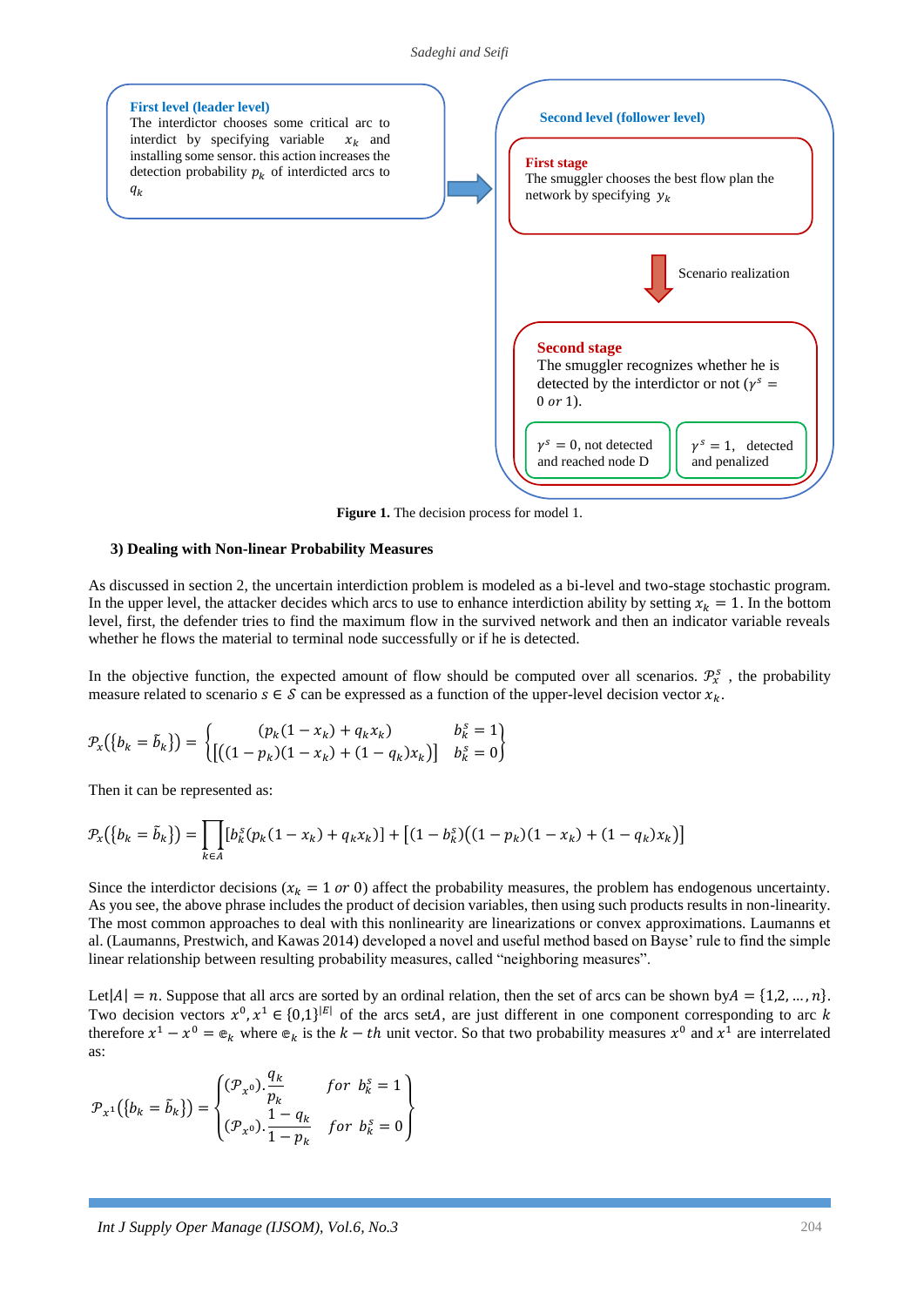**First level (leader level)**
The interdictor chooses some critical arc to interdict by specifying variable $x_k$ and installing some sensor. this action increases the detection probability $p_k$ of interdicted arcs to $q_k$

**Second level (follower level)**

**First stage**
The smuggler chooses the best flow plan the network by specifying $y_k$

Scenario realization

**Second stage**
The smuggler recognizes whether he is detected by the interdictor or not ($\gamma^s = 0$ *or* 1).

$\gamma^s = 0$, not detected and reached node D

$\gamma^s = 1$, detected and penalized

**Figure 1.** The decision process for model 1.

### 3) Dealing with Non-linear Probability Measures

As discussed in section 2, the uncertain interdiction problem is modeled as a bi-level and two-stage stochastic program. In the upper level, the attacker decides which arcs to use to enhance interdiction ability by setting $x_k = 1$. In the bottom level, first, the defender tries to find the maximum flow in the survived network and then an indicator variable reveals whether he flows the material to terminal node successfully or if he is detected.

In the objective function, the expected amount of flow should be computed over all scenarios. $\mathcal{P}_x^s$ , the probability measure related to scenario $s \in \mathcal{S}$ can be expressed as a function of the upper-level decision vector $x_k$.

$$\mathcal{P}_x(\{b_k = \tilde{b}_k\}) = \begin{Bmatrix} (p_k(1-x_k) + q_k x_k) & b_k^s = 1 \\ [((1-p_k)(1-x_k) + (1-q_k)x_k)] & b_k^s = 0 \end{Bmatrix}$$

Then it can be represented as:

$$\mathcal{P}_x(\{b_k = \tilde{b}_k\}) = \prod_{k \in A} [b_k^s(p_k(1-x_k) + q_k x_k)] + \left[(1-b_k^s)\big((1-p_k)(1-x_k) + (1-q_k)x_k\big)\right]$$

Since the interdictor decisions ($x_k = 1$ *or* 0) affect the probability measures, the problem has endogenous uncertainty. As you see, the above phrase includes the product of decision variables, then using such products results in non-linearity. The most common approaches to deal with this nonlinearity are linearizations or convex approximations. Laumanns et al. (Laumanns, Prestwich, and Kawas 2014) developed a novel and useful method based on Bayse' rule to find the simple linear relationship between resulting probability measures, called "neighboring measures".

Let$|A| = n$. Suppose that all arcs are sorted by an ordinal relation, then the set of arcs can be shown by$A = \{1,2,\dots,n\}$. Two decision vectors $x^0, x^1 \in \{0,1\}^{|E|}$ of the arcs set$A$, are just different in one component corresponding to arc $k$ therefore $x^1 - x^0 = \mathbb{e}_k$ where $\mathbb{e}_k$ is the $k-th$ unit vector. So that two probability measures $x^0$ and $x^1$ are interrelated as:

$$\mathcal{P}_{x^1}(\{b_k = \tilde{b}_k\}) = \begin{Bmatrix} (\mathcal{P}_{x^0}).\dfrac{q_k}{p_k} & for\ \ b_k^s = 1 \\ (\mathcal{P}_{x^0}).\dfrac{1-q_k}{1-p_k} & for\ \ b_k^s = 0 \end{Bmatrix}$$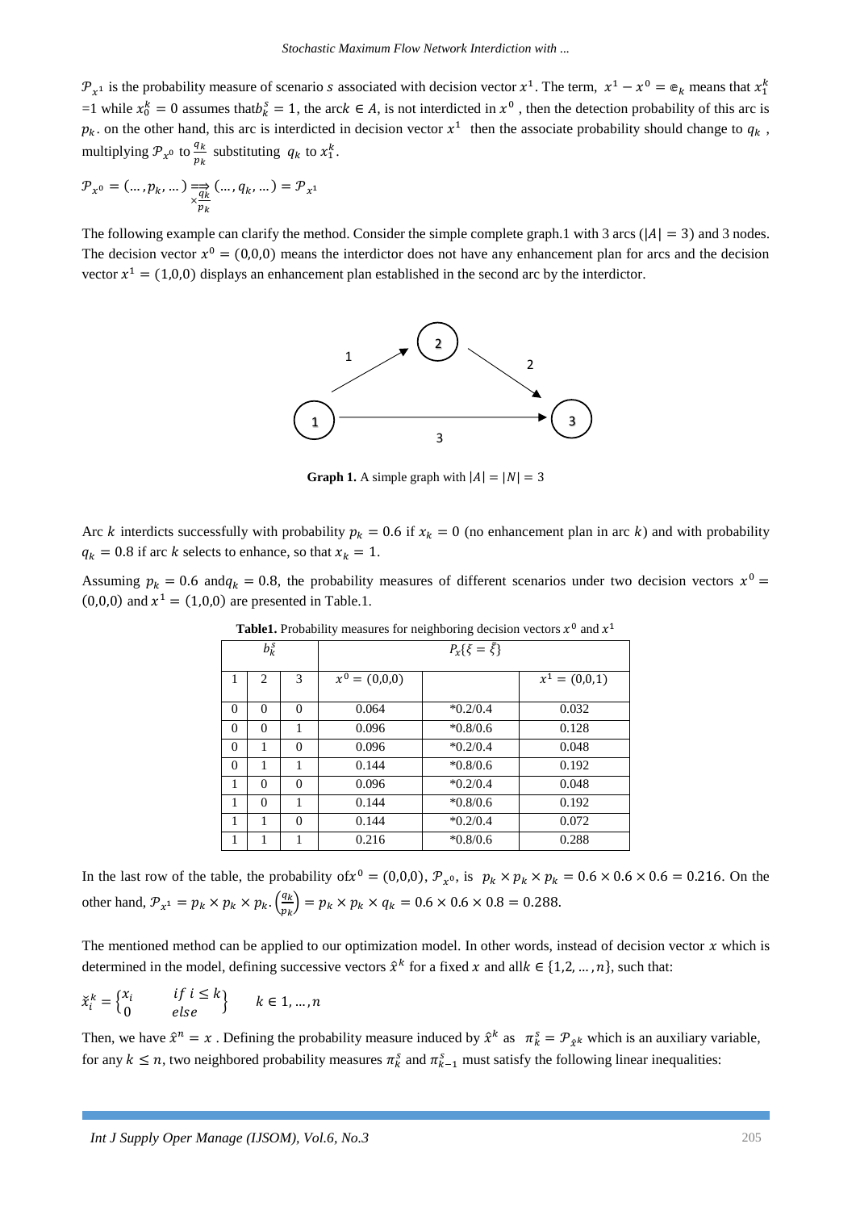$\mathcal{P}_{x^1}$ is the probability measure of scenario $s$ associated with decision vector $x^1$. The term, $x^1 - x^0 = \mathbb{e}_k$ means that $x_1^k$ =1 while $x_0^k = 0$ assumes that$b_k^s = 1$, the arc$k \in A$, is not interdicted in $x^0$ , then the detection probability of this arc is $p_k$. on the other hand, this arc is interdicted in decision vector $x^1$ then the associate probability should change to $q_k$ , multiplying $\mathcal{P}_{x^0}$ to $\frac{q_k}{p_k}$ substituting $q_k$ to $x_1^k$.

$$\mathcal{P}_{x^0} = (\dots, p_k, \dots) \underset{\times \frac{q_k}{p_k}}{\Longrightarrow} (\dots, q_k, \dots) = \mathcal{P}_{x^1}$$

The following example can clarify the method. Consider the simple complete graph.1 with 3 arcs ($|A| = 3$) and 3 nodes. The decision vector $x^0 = (0,0,0)$ means the interdictor does not have any enhancement plan for arcs and the decision vector $x^1 = (1,0,0)$ displays an enhancement plan established in the second arc by the interdictor.

**Graph 1.** A simple graph with $|A| = |N| = 3$

Arc $k$ interdicts successfully with probability $p_k = 0.6$ if $x_k = 0$ (no enhancement plan in arc $k$) and with probability $q_k = 0.8$ if arc $k$ selects to enhance, so that $x_k = 1$.

Assuming $p_k = 0.6$ and$q_k = 0.8$, the probability measures of different scenarios under two decision vectors $x^0 = (0,0,0)$ and $x^1 = (1,0,0)$ are presented in Table.1.

**Table1.** Probability measures for neighboring decision vectors $x^0$ and $x^1$

| $b_k^s$ | | | $P_x\{\xi = \tilde{\xi}\}$ | | |
|---|---|---|---|---|---|
| 1 | 2 | 3 | $x^0 = (0,0,0)$ | | $x^1 = (0,0,1)$ |
| 0 | 0 | 0 | 0.064 | *0.2/0.4 | 0.032 |
| 0 | 0 | 1 | 0.096 | *0.8/0.6 | 0.128 |
| 0 | 1 | 0 | 0.096 | *0.2/0.4 | 0.048 |
| 0 | 1 | 1 | 0.144 | *0.8/0.6 | 0.192 |
| 1 | 0 | 0 | 0.096 | *0.2/0.4 | 0.048 |
| 1 | 0 | 1 | 0.144 | *0.8/0.6 | 0.192 |
| 1 | 1 | 0 | 0.144 | *0.2/0.4 | 0.072 |
| 1 | 1 | 1 | 0.216 | *0.8/0.6 | 0.288 |

In the last row of the table, the probability of$x^0 = (0,0,0)$, $\mathcal{P}_{x^0}$, is $p_k \times p_k \times p_k = 0.6 \times 0.6 \times 0.6 = 0.216$. On the other hand, $\mathcal{P}_{x^1} = p_k \times p_k \times p_k . \left(\frac{q_k}{p_k}\right) = p_k \times p_k \times q_k = 0.6 \times 0.6 \times 0.8 = 0.288$.

The mentioned method can be applied to our optimization model. In other words, instead of decision vector $x$ which is determined in the model, defining successive vectors $\hat{x}^k$ for a fixed $x$ and all$k \in \{1,2, \dots, n\}$, such that:

$$\check{x}_i^k = \begin{Bmatrix} x_i & if\ i \leq k \\ 0 & else \end{Bmatrix} \qquad k \in 1, \dots, n$$

Then, we have $\hat{x}^n = x$ . Defining the probability measure induced by $\hat{x}^k$ as $\pi_k^s = \mathcal{P}_{\hat{x}^k}$ which is an auxiliary variable, for any $k \leq n$, two neighbored probability measures $\pi_k^s$ and $\pi_{k-1}^s$ must satisfy the following linear inequalities: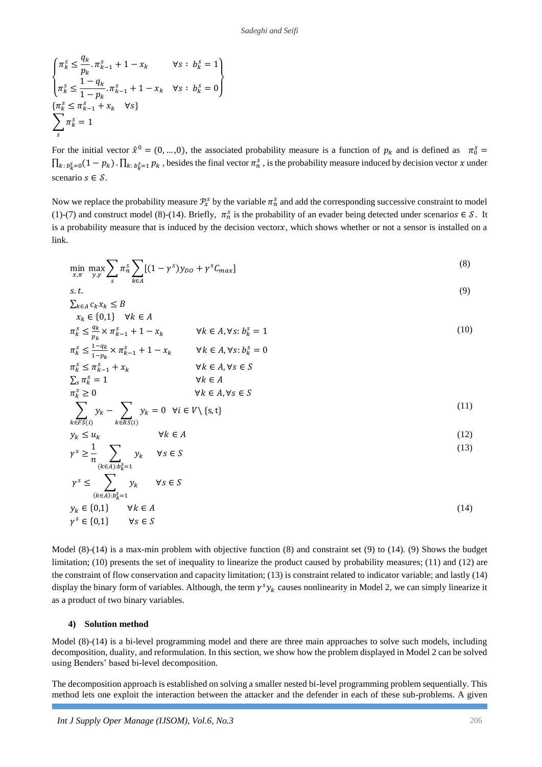$$
\begin{cases} \pi_k^s \leq \dfrac{q_k}{p_k}.\pi_{k-1}^s + 1 - x_k & \forall s: b_k^s = 1 \\ \pi_k^s \leq \dfrac{1-q_k}{1-p_k}.\pi_{k-1}^s + 1 - x_k & \forall s: b_k^s = 0 \end{cases}
$$

$$
\{\pi_k^s \leq \pi_{k-1}^s + x_k \quad \forall s\}
$$

$$
\sum_s \pi_k^s = 1
$$

For the initial vector $\hat{x}^0 = (0, \dots, 0)$, the associated probability measure is a function of $p_k$ and is defined as $\pi_0^s = \prod_{k:\, b_k^s=0}(1-p_k) . \prod_{k:\, b_k^s=1} p_k$ , besides the final vector $\pi_n^s$ , is the probability measure induced by decision vector $x$ under scenario $s \in \mathcal{S}$.

Now we replace the probability measure $\mathcal{P}_x^s$ by the variable $\pi_n^s$ and add the corresponding successive constraint to model (1)-(7) and construct model (8)-(14). Briefly, $\pi_n^s$ is the probability of an evader being detected under scenarios $s \in \mathcal{S}$. It is a probability measure that is induced by the decision vector $x$, which shows whether or not a sensor is installed on a link.

$$
\min_{x,\pi} \max_{y,\gamma} \sum_s \pi_n^s \sum_{k \in A} [(1-\gamma^s) y_{DO} + \gamma^s C_{max}] \tag{8}
$$

$$
s.t. \tag{9}
$$

$$
\sum_{k \in A} c_k x_k \leq B
$$

$$
x_k \in \{0,1\} \quad \forall k \in A
$$

$$
\begin{aligned}
&\pi_k^s \leq \tfrac{q_k}{p_k} \times \pi_{k-1}^s + 1 - x_k && \forall k \in A, \forall s: b_k^s = 1 \\
&\pi_k^s \leq \tfrac{1-q_k}{1-p_k} \times \pi_{k-1}^s + 1 - x_k && \forall k \in A, \forall s: b_k^s = 0 \\
&\pi_k^s \leq \pi_{k-1}^s + x_k && \forall k \in A, \forall s \in S \\
&\textstyle\sum_s \pi_k^s = 1 && \forall k \in A \\
&\pi_k^s \geq 0 && \forall k \in A, \forall s \in S
\end{aligned} \tag{10}
$$

$$
\sum_{k \in FS(i)} y_k - \sum_{k \in RS(i)} y_k = 0 \quad \forall i \in V \setminus \{s, t\} \tag{11}
$$

$$
y_k \leq u_k \qquad \forall k \in A \tag{12}
$$

$$
\begin{aligned}
&\gamma^s \geq \frac{1}{n} \sum_{(k \in A): b_k^s = 1} y_k \quad && \forall s \in S \\
&\gamma^s \leq \sum_{(k \in A): b_k^s = 1} y_k && \forall s \in S
\end{aligned} \tag{13}
$$

$$
\begin{aligned}
&y_k \in \{0,1\} \qquad && \forall k \in A \\
&\gamma^s \in \{0,1\} && \forall s \in S
\end{aligned} \tag{14}
$$

Model (8)-(14) is a max-min problem with objective function (8) and constraint set (9) to (14). (9) Shows the budget limitation; (10) presents the set of inequality to linearize the product caused by probability measures; (11) and (12) are the constraint of flow conservation and capacity limitation; (13) is constraint related to indicator variable; and lastly (14) display the binary form of variables. Although, the term $\gamma^s y_k$ causes nonlinearity in Model 2, we can simply linearize it as a product of two binary variables.

### 4) Solution method

Model (8)-(14) is a bi-level programming model and there are three main approaches to solve such models, including decomposition, duality, and reformulation. In this section, we show how the problem displayed in Model 2 can be solved using Benders' based bi-level decomposition.

The decomposition approach is established on solving a smaller nested bi-level programming problem sequentially. This method lets one exploit the interaction between the attacker and the defender in each of these sub-problems. A given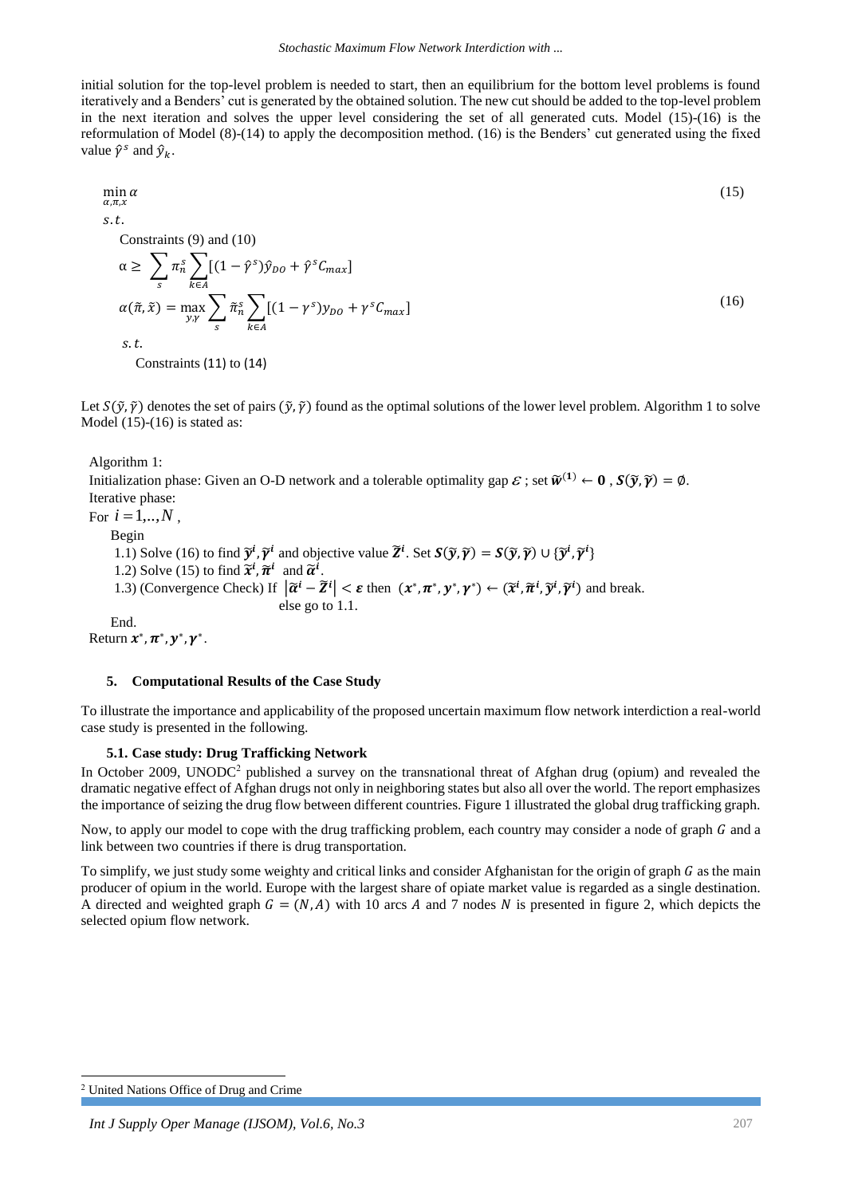initial solution for the top-level problem is needed to start, then an equilibrium for the bottom level problems is found iteratively and a Benders' cut is generated by the obtained solution. The new cut should be added to the top-level problem in the next iteration and solves the upper level considering the set of all generated cuts. Model (15)-(16) is the reformulation of Model (8)-(14) to apply the decomposition method. (16) is the Benders' cut generated using the fixed value $\hat{\gamma}^s$ and $\hat{y}_k$.

$$\min_{\alpha,\pi,x} \alpha \tag{15}$$

$s.t.$

Constraints (9) and (10)

$$\alpha \geq \sum_s \pi_n^s \sum_{k\in A} [(1-\hat{\gamma}^s)\hat{y}_{DO} + \hat{\gamma}^s C_{max}]$$

$$\alpha(\tilde{\pi},\tilde{x}) = \max_{y,\gamma} \sum_s \tilde{\pi}_n^s \sum_{k\in A} [(1-\gamma^s)y_{DO} + \gamma^s C_{max}] \tag{16}$$

$s.t.$

Constraints (11) to (14)

Let $S(\tilde{y},\tilde{\gamma})$ denotes the set of pairs $(\tilde{y},\tilde{\gamma})$ found as the optimal solutions of the lower level problem. Algorithm 1 to solve Model (15)-(16) is stated as:

Algorithm 1:

Initialization phase: Given an O-D network and a tolerable optimality gap $\varepsilon$ ; set $\widetilde{\boldsymbol{w}}^{(1)} \leftarrow \boldsymbol{0}$ , $\boldsymbol{S}(\widetilde{\boldsymbol{y}},\widetilde{\boldsymbol{\gamma}}) = \emptyset$.

Iterative phase:

For $i = 1,..,N$ ,

Begin

1.1) Solve (16) to find $\widetilde{\boldsymbol{y}}^{\boldsymbol{i}},\widetilde{\boldsymbol{\gamma}}^{\boldsymbol{i}}$ and objective value $\widetilde{\boldsymbol{Z}}^{\boldsymbol{i}}$. Set $\boldsymbol{S}(\widetilde{\boldsymbol{y}},\widetilde{\boldsymbol{\gamma}}) = \boldsymbol{S}(\widetilde{\boldsymbol{y}},\widetilde{\boldsymbol{\gamma}}) \cup \{\widetilde{\boldsymbol{y}}^{\boldsymbol{i}},\widetilde{\boldsymbol{\gamma}}^{\boldsymbol{i}}\}$

1.2) Solve (15) to find $\widetilde{\boldsymbol{x}}^{\boldsymbol{i}},\widetilde{\boldsymbol{\pi}}^{\boldsymbol{i}}$ and $\widetilde{\boldsymbol{\alpha}}^{\boldsymbol{i}}$.

1.3) (Convergence Check) If $\left|\widetilde{\boldsymbol{\alpha}}^{\boldsymbol{i}} - \widetilde{\boldsymbol{Z}}^{\boldsymbol{i}}\right| < \boldsymbol{\varepsilon}$ then $(\boldsymbol{x}^*,\boldsymbol{\pi}^*,\boldsymbol{y}^*,\boldsymbol{\gamma}^*) \leftarrow (\widetilde{\boldsymbol{x}}^{\boldsymbol{i}},\widetilde{\boldsymbol{\pi}}^{\boldsymbol{i}},\widetilde{\boldsymbol{y}}^{\boldsymbol{i}},\widetilde{\boldsymbol{\gamma}}^{\boldsymbol{i}})$ and break.
else go to 1.1.

End.

Return $\boldsymbol{x}^*,\boldsymbol{\pi}^*,\boldsymbol{y}^*,\boldsymbol{\gamma}^*$.

## 5. Computational Results of the Case Study

To illustrate the importance and applicability of the proposed uncertain maximum flow network interdiction a real-world case study is presented in the following.

### 5.1. Case study: Drug Trafficking Network

In October 2009, UNODC[2] published a survey on the transnational threat of Afghan drug (opium) and revealed the dramatic negative effect of Afghan drugs not only in neighboring states but also all over the world. The report emphasizes the importance of seizing the drug flow between different countries. Figure 1 illustrated the global drug trafficking graph.

Now, to apply our model to cope with the drug trafficking problem, each country may consider a node of graph $G$ and a link between two countries if there is drug transportation.

To simplify, we just study some weighty and critical links and consider Afghanistan for the origin of graph $G$ as the main producer of opium in the world. Europe with the largest share of opiate market value is regarded as a single destination. A directed and weighted graph $G = (N, A)$ with 10 arcs $A$ and 7 nodes $N$ is presented in figure 2, which depicts the selected opium flow network.

[2] United Nations Office of Drug and Crime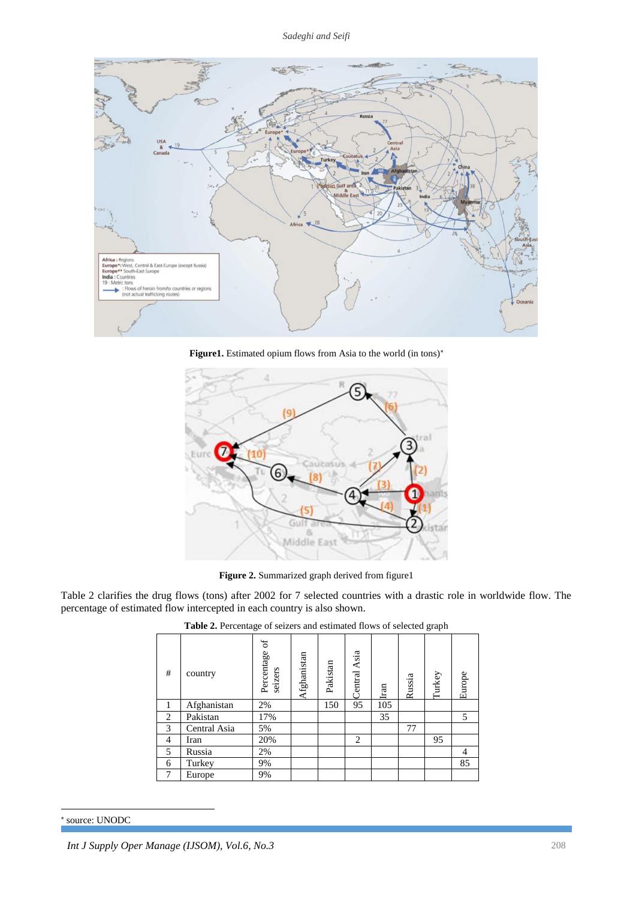**Figure1.** Estimated opium flows from Asia to the world (in tons)*

**Figure 2.** Summarized graph derived from figure1

Table 2 clarifies the drug flows (tons) after 2002 for 7 selected countries with a drastic role in worldwide flow. The percentage of estimated flow intercepted in each country is also shown.

**Table 2.** Percentage of seizers and estimated flows of selected graph

| # | country | Percentage of seizers | Afghanistan | Pakistan | Central Asia | Iran | Russia | Turkey | Europe |
|---|---|---|---|---|---|---|---|---|---|
| 1 | Afghanistan | 2% | | 150 | 95 | 105 | | | |
| 2 | Pakistan | 17% | | | | 35 | | | 5 |
| 3 | Central Asia | 5% | | | | | 77 | | |
| 4 | Iran | 20% | | | 2 | | | 95 | |
| 5 | Russia | 2% | | | | | | | 4 |
| 6 | Turkey | 9% | | | | | | | 85 |
| 7 | Europe | 9% | | | | | | | |

* source: UNODC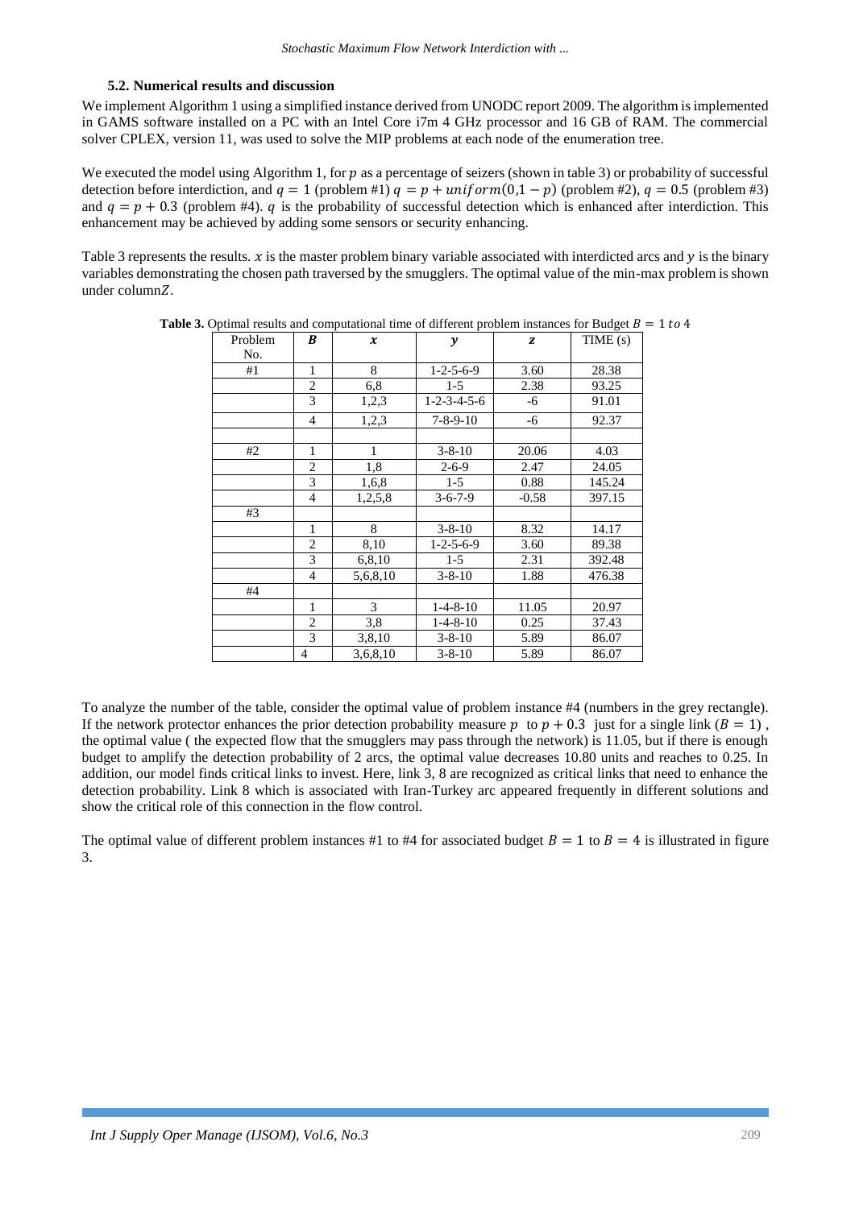### 5.2. Numerical results and discussion

We implement Algorithm 1 using a simplified instance derived from UNODC report 2009. The algorithm is implemented in GAMS software installed on a PC with an Intel Core i7m 4 GHz processor and 16 GB of RAM. The commercial solver CPLEX, version 11, was used to solve the MIP problems at each node of the enumeration tree.

We executed the model using Algorithm 1, for $p$ as a percentage of seizers (shown in table 3) or probability of successful detection before interdiction, and $q = 1$ (problem #1) $q = p + uniform(0,1 - p)$ (problem #2), $q = 0.5$ (problem #3) and $q = p + 0.3$ (problem #4). $q$ is the probability of successful detection which is enhanced after interdiction. This enhancement may be achieved by adding some sensors or security enhancing.

Table 3 represents the results. $x$ is the master problem binary variable associated with interdicted arcs and $y$ is the binary variables demonstrating the chosen path traversed by the smugglers. The optimal value of the min-max problem is shown under column $Z$.

**Table 3.** Optimal results and computational time of different problem instances for Budget $B = 1$ to $4$

| Problem No. | $B$ | $x$ | $y$ | $z$ | TIME (s) |
|---|---|---|---|---|---|
| #1 | 1 | 8 | 1-2-5-6-9 | 3.60 | 28.38 |
| | 2 | 6,8 | 1-5 | 2.38 | 93.25 |
| | 3 | 1,2,3 | 1-2-3-4-5-6 | -6 | 91.01 |
| | 4 | 1,2,3 | 7-8-9-10 | -6 | 92.37 |
| | | | | | |
| #2 | 1 | 1 | 3-8-10 | 20.06 | 4.03 |
| | 2 | 1,8 | 2-6-9 | 2.47 | 24.05 |
| | 3 | 1,6,8 | 1-5 | 0.88 | 145.24 |
| | 4 | 1,2,5,8 | 3-6-7-9 | -0.58 | 397.15 |
| #3 | | | | | |
| | 1 | 8 | 3-8-10 | 8.32 | 14.17 |
| | 2 | 8,10 | 1-2-5-6-9 | 3.60 | 89.38 |
| | 3 | 6,8,10 | 1-5 | 2.31 | 392.48 |
| | 4 | 5,6,8,10 | 3-8-10 | 1.88 | 476.38 |
| #4 | | | | | |
| | 1 | 3 | 1-4-8-10 | 11.05 | 20.97 |
| | 2 | 3,8 | 1-4-8-10 | 0.25 | 37.43 |
| | 3 | 3,8,10 | 3-8-10 | 5.89 | 86.07 |
| | 4 | 3,6,8,10 | 3-8-10 | 5.89 | 86.07 |

To analyze the number of the table, consider the optimal value of problem instance #4 (numbers in the grey rectangle). If the network protector enhances the prior detection probability measure $p$ to $p + 0.3$ just for a single link ($B = 1$), the optimal value ( the expected flow that the smugglers may pass through the network) is 11.05, but if there is enough budget to amplify the detection probability of 2 arcs, the optimal value decreases 10.80 units and reaches to 0.25. In addition, our model finds critical links to invest. Here, link 3, 8 are recognized as critical links that need to enhance the detection probability. Link 8 which is associated with Iran-Turkey arc appeared frequently in different solutions and show the critical role of this connection in the flow control.

The optimal value of different problem instances #1 to #4 for associated budget $B = 1$ to $B = 4$ is illustrated in figure 3.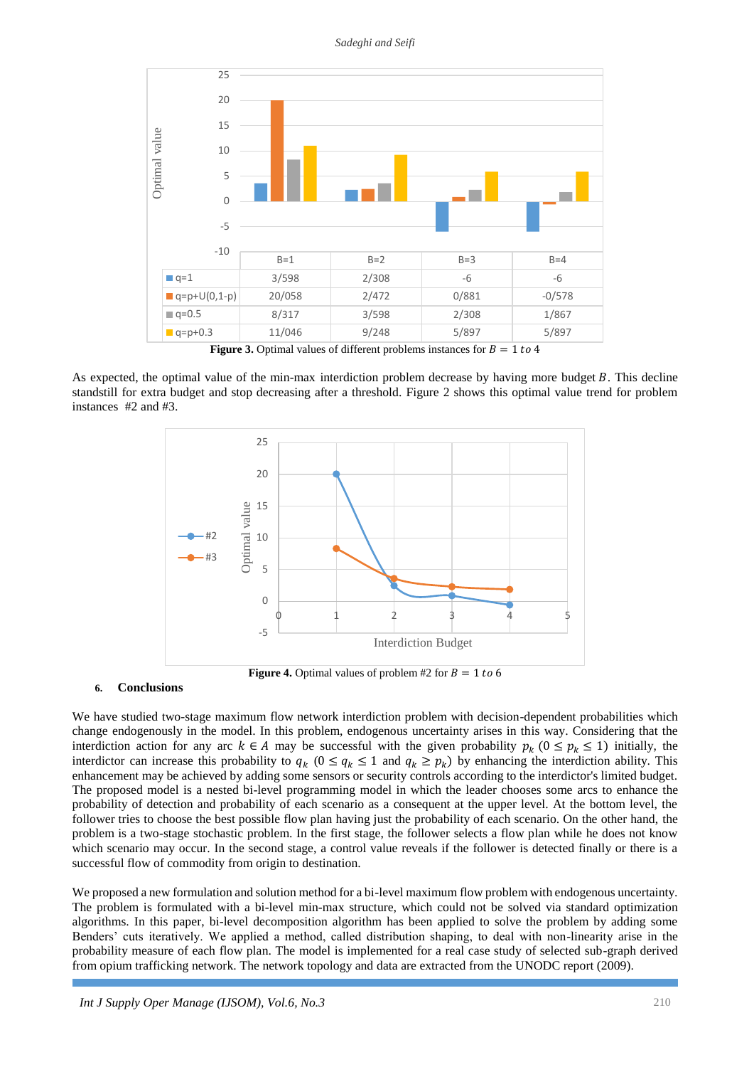| | B=1 | B=2 | B=3 | B=4 |
|---|---|---|---|---|
| q=1 | 3/598 | 2/308 | -6 | -6 |
| q=p+U(0,1-p) | 20/058 | 2/472 | 0/881 | -0/578 |
| q=0.5 | 8/317 | 3/598 | 2/308 | 1/867 |
| q=p+0.3 | 11/046 | 9/248 | 5/897 | 5/897 |

**Figure 3.** Optimal values of different problems instances for $B = 1\ to\ 4$

As expected, the optimal value of the min-max interdiction problem decrease by having more budget $B$. This decline standstill for extra budget and stop decreasing after a threshold. Figure 2 shows this optimal value trend for problem instances #2 and #3.

**Figure 4.** Optimal values of problem #2 for $B = 1\ to\ 6$

## 6. Conclusions

We have studied two-stage maximum flow network interdiction problem with decision-dependent probabilities which change endogenously in the model. In this problem, endogenous uncertainty arises in this way. Considering that the interdiction action for any arc $k \in A$ may be successful with the given probability $p_k$ $(0 \leq p_k \leq 1)$ initially, the interdictor can increase this probability to $q_k$ $(0 \leq q_k \leq 1$ and $q_k \geq p_k)$ by enhancing the interdiction ability. This enhancement may be achieved by adding some sensors or security controls according to the interdictor's limited budget. The proposed model is a nested bi-level programming model in which the leader chooses some arcs to enhance the probability of detection and probability of each scenario as a consequent at the upper level. At the bottom level, the follower tries to choose the best possible flow plan having just the probability of each scenario. On the other hand, the problem is a two-stage stochastic problem. In the first stage, the follower selects a flow plan while he does not know which scenario may occur. In the second stage, a control value reveals if the follower is detected finally or there is a successful flow of commodity from origin to destination.

We proposed a new formulation and solution method for a bi-level maximum flow problem with endogenous uncertainty. The problem is formulated with a bi-level min-max structure, which could not be solved via standard optimization algorithms. In this paper, bi-level decomposition algorithm has been applied to solve the problem by adding some Benders' cuts iteratively. We applied a method, called distribution shaping, to deal with non-linearity arise in the probability measure of each flow plan. The model is implemented for a real case study of selected sub-graph derived from opium trafficking network. The network topology and data are extracted from the UNODC report (2009).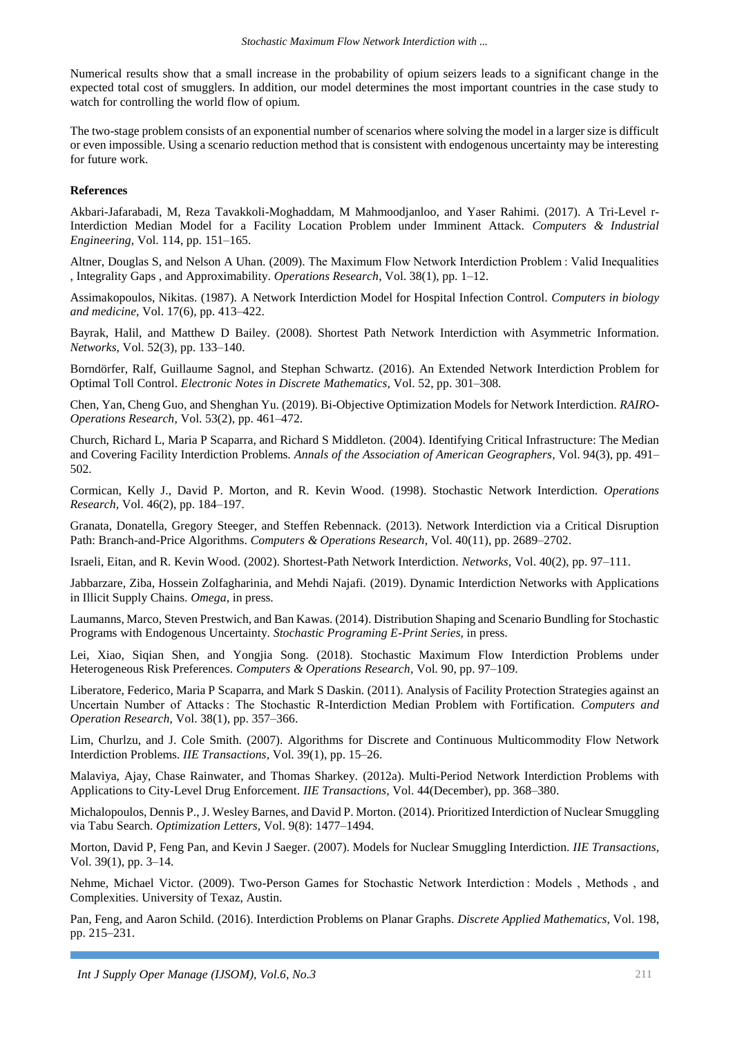Numerical results show that a small increase in the probability of opium seizers leads to a significant change in the expected total cost of smugglers. In addition, our model determines the most important countries in the case study to watch for controlling the world flow of opium.

The two-stage problem consists of an exponential number of scenarios where solving the model in a larger size is difficult or even impossible. Using a scenario reduction method that is consistent with endogenous uncertainty may be interesting for future work.

**References**

Akbari-Jafarabadi, M, Reza Tavakkoli-Moghaddam, M Mahmoodjanloo, and Yaser Rahimi. (2017). A Tri-Level r-Interdiction Median Model for a Facility Location Problem under Imminent Attack. *Computers & Industrial Engineering*, Vol. 114, pp. 151–165.

Altner, Douglas S, and Nelson A Uhan. (2009). The Maximum Flow Network Interdiction Problem : Valid Inequalities , Integrality Gaps , and Approximability. *Operations Research*, Vol. 38(1), pp. 1–12.

Assimakopoulos, Nikitas. (1987). A Network Interdiction Model for Hospital Infection Control. *Computers in biology and medicine*, Vol. 17(6), pp. 413–422.

Bayrak, Halil, and Matthew D Bailey. (2008). Shortest Path Network Interdiction with Asymmetric Information. *Networks,* Vol. 52(3), pp. 133–140.

Borndörfer, Ralf, Guillaume Sagnol, and Stephan Schwartz. (2016). An Extended Network Interdiction Problem for Optimal Toll Control. *Electronic Notes in Discrete Mathematics,* Vol. 52, pp. 301–308.

Chen, Yan, Cheng Guo, and Shenghan Yu. (2019). Bi-Objective Optimization Models for Network Interdiction. *RAIRO-Operations Research*, Vol. 53(2), pp. 461–472.

Church, Richard L, Maria P Scaparra, and Richard S Middleton. (2004). Identifying Critical Infrastructure: The Median and Covering Facility Interdiction Problems. *Annals of the Association of American Geographers*, Vol. 94(3), pp. 491–502.

Cormican, Kelly J., David P. Morton, and R. Kevin Wood. (1998). Stochastic Network Interdiction. *Operations Research*, Vol. 46(2), pp. 184–197.

Granata, Donatella, Gregory Steeger, and Steffen Rebennack. (2013). Network Interdiction via a Critical Disruption Path: Branch-and-Price Algorithms. *Computers & Operations Research*, Vol. 40(11), pp. 2689–2702.

Israeli, Eitan, and R. Kevin Wood. (2002). Shortest-Path Network Interdiction. *Networks,* Vol. 40(2), pp. 97–111.

Jabbarzare, Ziba, Hossein Zolfagharinia, and Mehdi Najafi. (2019). Dynamic Interdiction Networks with Applications in Illicit Supply Chains. *Omega*, in press.

Laumanns, Marco, Steven Prestwich, and Ban Kawas. (2014). Distribution Shaping and Scenario Bundling for Stochastic Programs with Endogenous Uncertainty. *Stochastic Programing E-Print Series,* in press.

Lei, Xiao, Siqian Shen, and Yongjia Song. (2018). Stochastic Maximum Flow Interdiction Problems under Heterogeneous Risk Preferences. *Computers & Operations Research,* Vol. 90, pp. 97–109.

Liberatore, Federico, Maria P Scaparra, and Mark S Daskin. (2011). Analysis of Facility Protection Strategies against an Uncertain Number of Attacks : The Stochastic R-Interdiction Median Problem with Fortification. *Computers and Operation Research*, Vol. 38(1), pp. 357–366.

Lim, Churlzu, and J. Cole Smith. (2007). Algorithms for Discrete and Continuous Multicommodity Flow Network Interdiction Problems. *IIE Transactions,* Vol. 39(1), pp. 15–26.

Malaviya, Ajay, Chase Rainwater, and Thomas Sharkey. (2012a). Multi-Period Network Interdiction Problems with Applications to City-Level Drug Enforcement. *IIE Transactions*, Vol. 44(December), pp. 368–380.

Michalopoulos, Dennis P., J. Wesley Barnes, and David P. Morton. (2014). Prioritized Interdiction of Nuclear Smuggling via Tabu Search. *Optimization Letters,* Vol. 9(8): 1477–1494.

Morton, David P, Feng Pan, and Kevin J Saeger. (2007). Models for Nuclear Smuggling Interdiction. *IIE Transactions*, Vol. 39(1), pp. 3–14.

Nehme, Michael Victor. (2009). Two-Person Games for Stochastic Network Interdiction : Models , Methods , and Complexities. University of Texaz, Austin.

Pan, Feng, and Aaron Schild. (2016). Interdiction Problems on Planar Graphs. *Discrete Applied Mathematics*, Vol. 198, pp. 215–231.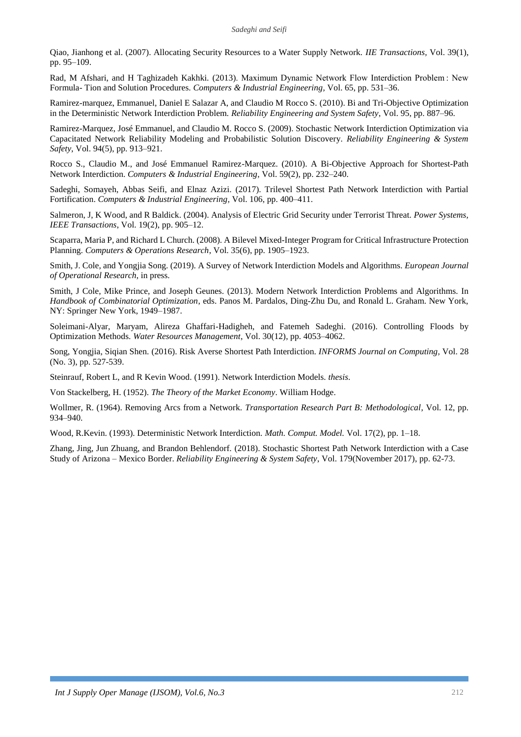Qiao, Jianhong et al. (2007). Allocating Security Resources to a Water Supply Network. *IIE Transactions*, Vol. 39(1), pp. 95–109.

Rad, M Afshari, and H Taghizadeh Kakhki. (2013). Maximum Dynamic Network Flow Interdiction Problem : New Formula- Tion and Solution Procedures. *Computers & Industrial Engineering,* Vol. 65, pp. 531–36.

Ramirez-marquez, Emmanuel, Daniel E Salazar A, and Claudio M Rocco S. (2010). Bi and Tri-Objective Optimization in the Deterministic Network Interdiction Problem. *Reliability Engineering and System Safety*, Vol. 95, pp. 887–96.

Ramirez-Marquez, José Emmanuel, and Claudio M. Rocco S. (2009). Stochastic Network Interdiction Optimization via Capacitated Network Reliability Modeling and Probabilistic Solution Discovery. *Reliability Engineering & System Safety*, Vol. 94(5), pp. 913–921.

Rocco S., Claudio M., and José Emmanuel Ramirez-Marquez. (2010). A Bi-Objective Approach for Shortest-Path Network Interdiction. *Computers & Industrial Engineering*, Vol. 59(2), pp. 232–240.

Sadeghi, Somayeh, Abbas Seifi, and Elnaz Azizi. (2017). Trilevel Shortest Path Network Interdiction with Partial Fortification. *Computers & Industrial Engineering,* Vol. 106, pp. 400–411.

Salmeron, J, K Wood, and R Baldick. (2004). Analysis of Electric Grid Security under Terrorist Threat. *Power Systems, IEEE Transactions*, Vol. 19(2), pp. 905–12.

Scaparra, Maria P, and Richard L Church. (2008). A Bilevel Mixed-Integer Program for Critical Infrastructure Protection Planning. *Computers & Operations Research*, Vol. 35(6), pp. 1905–1923.

Smith, J. Cole, and Yongjia Song. (2019). A Survey of Network Interdiction Models and Algorithms. *European Journal of Operational Research*, in press.

Smith, J Cole, Mike Prince, and Joseph Geunes. (2013). Modern Network Interdiction Problems and Algorithms. In *Handbook of Combinatorial Optimization*, eds. Panos M. Pardalos, Ding-Zhu Du, and Ronald L. Graham. New York, NY: Springer New York, 1949–1987.

Soleimani-Alyar, Maryam, Alireza Ghaffari-Hadigheh, and Fatemeh Sadeghi. (2016). Controlling Floods by Optimization Methods. *Water Resources Management*, Vol. 30(12), pp. 4053–4062.

Song, Yongjia, Siqian Shen. (2016). Risk Averse Shortest Path Interdiction. *INFORMS Journal on Computing,* Vol. 28 (No. 3), pp. 527-539.

Steinrauf, Robert L, and R Kevin Wood. (1991). Network Interdiction Models. *thesis.*

Von Stackelberg, H. (1952). *The Theory of the Market Economy*. William Hodge.

Wollmer, R. (1964). Removing Arcs from a Network. *Transportation Research Part B: Methodological*, Vol. 12, pp. 934–940.

Wood, R.Kevin. (1993). Deterministic Network Interdiction. *Math. Comput. Model.* Vol. 17(2), pp. 1–18.

Zhang, Jing, Jun Zhuang, and Brandon Behlendorf. (2018). Stochastic Shortest Path Network Interdiction with a Case Study of Arizona – Mexico Border. *Reliability Engineering & System Safety*, Vol. 179(November 2017), pp. 62-73.